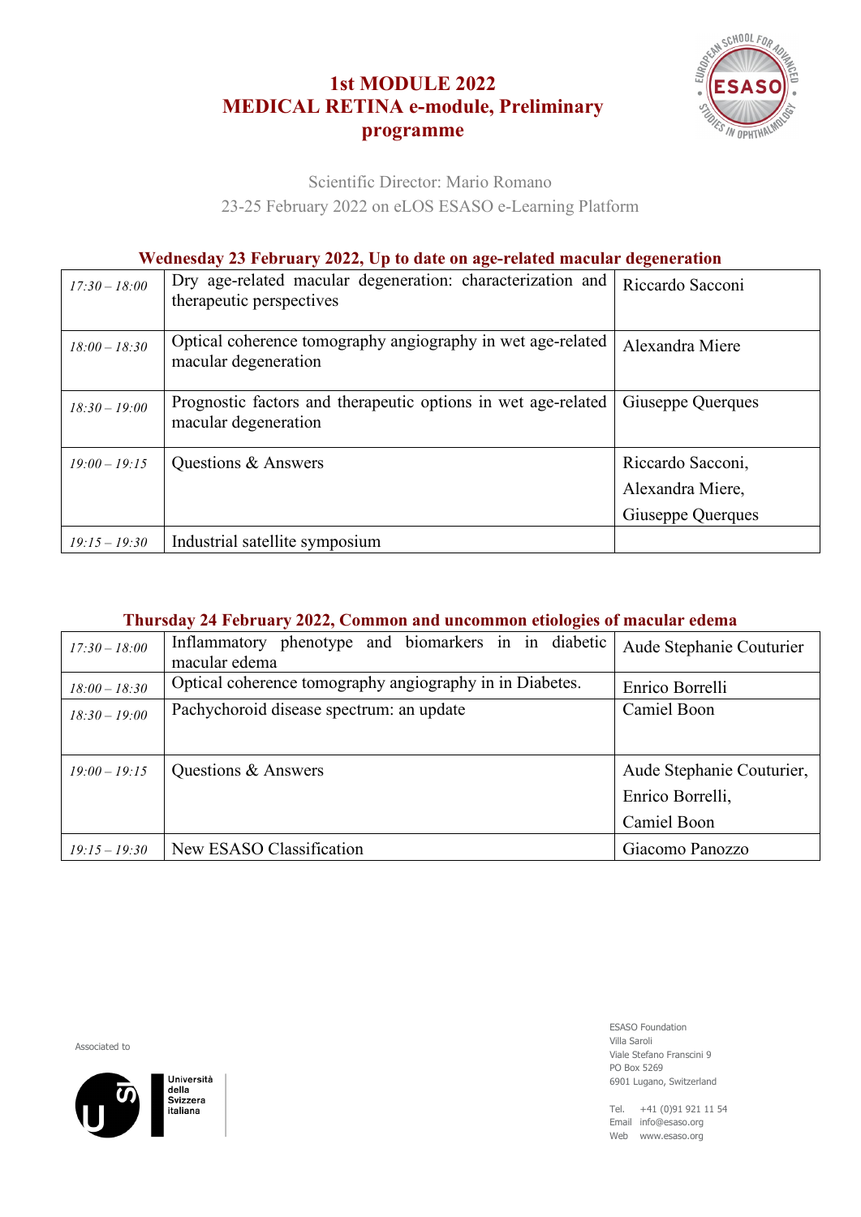# 1st MODULE 2022
# MEDICAL RETINA e-module, Preliminary programme

Scientific Director: Mario Romano
23-25 February 2022 on eLOS ESASO e-Learning Platform

## Wednesday 23 February 2022, Up to date on age-related macular degeneration

| | | |
|---|---|---|
| *17:30 – 18:00* | Dry age-related macular degeneration: characterization and therapeutic perspectives | Riccardo Sacconi |
| *18:00 – 18:30* | Optical coherence tomography angiography in wet age-related macular degeneration | Alexandra Miere |
| *18:30 – 19:00* | Prognostic factors and therapeutic options in wet age-related macular degeneration | Giuseppe Querques |
| *19:00 – 19:15* | Questions & Answers | Riccardo Sacconi, Alexandra Miere, Giuseppe Querques |
| *19:15 – 19:30* | Industrial satellite symposium | |

## Thursday 24 February 2022, Common and uncommon etiologies of macular edema

| | | |
|---|---|---|
| *17:30 – 18:00* | Inflammatory phenotype and biomarkers in in diabetic macular edema | Aude Stephanie Couturier |
| *18:00 – 18:30* | Optical coherence tomography angiography in in Diabetes. | Enrico Borrelli |
| *18:30 – 19:00* | Pachychoroid disease spectrum: an update | Camiel Boon |
| *19:00 – 19:15* | Questions & Answers | Aude Stephanie Couturier, Enrico Borrelli, Camiel Boon |
| *19:15 – 19:30* | New ESASO Classification | Giacomo Panozzo |

Associated to

Università della Svizzera italiana

ESASO Foundation
Villa Saroli
Viale Stefano Franscini 9
PO Box 5269
6901 Lugano, Switzerland

Tel. +41 (0)91 921 11 54
Email info@esaso.org
Web www.esaso.org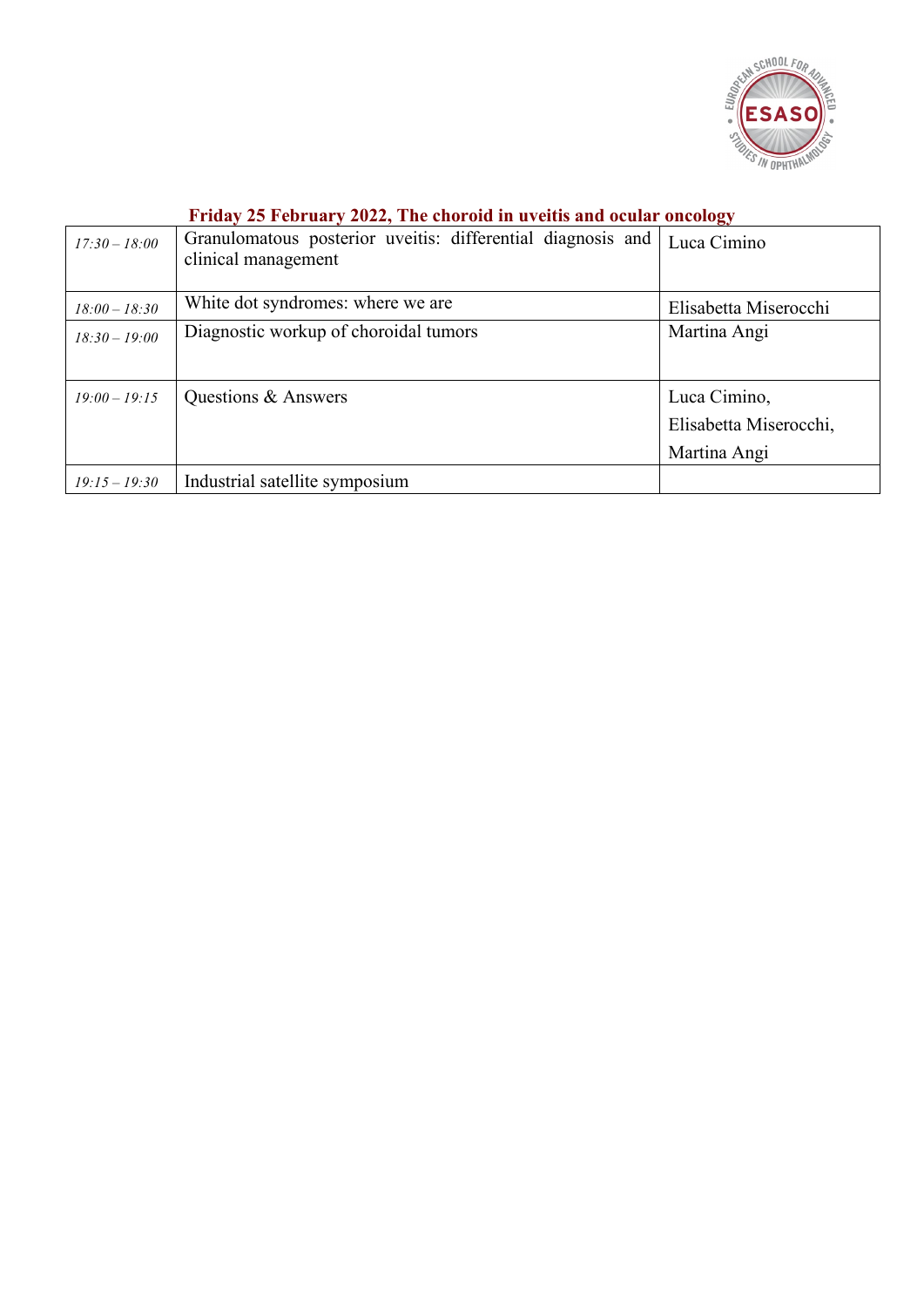## Friday 25 February 2022, The choroid in uveitis and ocular oncology

| | | |
|---|---|---|
| *17:30 – 18:00* | Granulomatous posterior uveitis: differential diagnosis and clinical management | Luca Cimino |
| *18:00 – 18:30* | White dot syndromes: where we are | Elisabetta Miserocchi |
| *18:30 – 19:00* | Diagnostic workup of choroidal tumors | Martina Angi |
| *19:00 – 19:15* | Questions & Answers | Luca Cimino, Elisabetta Miserocchi, Martina Angi |
| *19:15 – 19:30* | Industrial satellite symposium | |